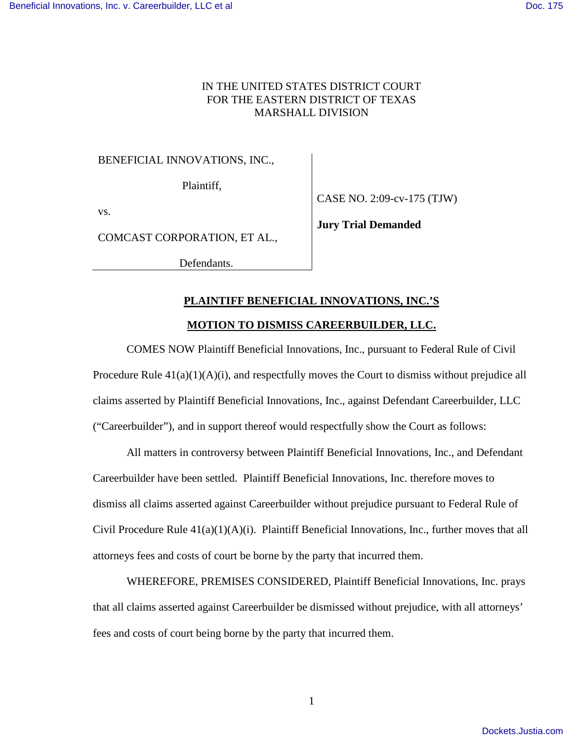IN THE UNITED STATES DISTRICT COURT
FOR THE EASTERN DISTRICT OF TEXAS
MARSHALL DIVISION

| | |
|---|---|
| BENEFICIAL INNOVATIONS, INC., <br><br> Plaintiff, <br><br> vs. <br><br> COMCAST CORPORATION, ET AL., <br><br> Defendants. | CASE NO. 2:09-cv-175 (TJW) <br><br> **Jury Trial Demanded** |

**PLAINTIFF BENEFICIAL INNOVATIONS, INC.'S**

**MOTION TO DISMISS CAREERBUILDER, LLC.**

COMES NOW Plaintiff Beneficial Innovations, Inc., pursuant to Federal Rule of Civil Procedure Rule 41(a)(1)(A)(i), and respectfully moves the Court to dismiss without prejudice all claims asserted by Plaintiff Beneficial Innovations, Inc., against Defendant Careerbuilder, LLC ("Careerbuilder"), and in support thereof would respectfully show the Court as follows:

All matters in controversy between Plaintiff Beneficial Innovations, Inc., and Defendant Careerbuilder have been settled. Plaintiff Beneficial Innovations, Inc. therefore moves to dismiss all claims asserted against Careerbuilder without prejudice pursuant to Federal Rule of Civil Procedure Rule 41(a)(1)(A)(i). Plaintiff Beneficial Innovations, Inc., further moves that all attorneys fees and costs of court be borne by the party that incurred them.

WHEREFORE, PREMISES CONSIDERED, Plaintiff Beneficial Innovations, Inc. prays that all claims asserted against Careerbuilder be dismissed without prejudice, with all attorneys' fees and costs of court being borne by the party that incurred them.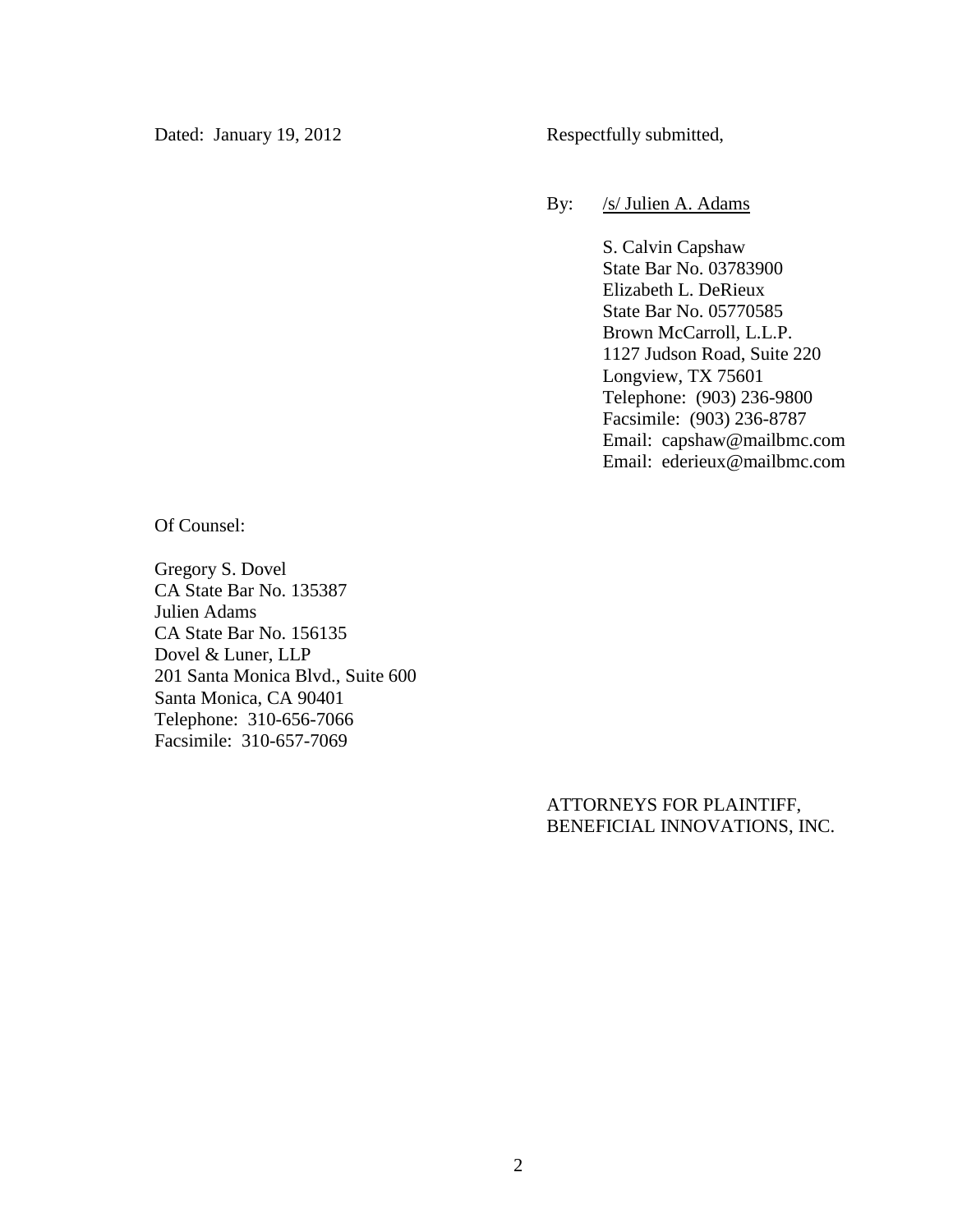Dated: January 19, 2012

Respectfully submitted,

By: /s/ Julien A. Adams

S. Calvin Capshaw
State Bar No. 03783900
Elizabeth L. DeRieux
State Bar No. 05770585
Brown McCarroll, L.L.P.
1127 Judson Road, Suite 220
Longview, TX 75601
Telephone: (903) 236-9800
Facsimile: (903) 236-8787
Email: capshaw@mailbmc.com
Email: ederieux@mailbmc.com

Of Counsel:

Gregory S. Dovel
CA State Bar No. 135387
Julien Adams
CA State Bar No. 156135
Dovel & Luner, LLP
201 Santa Monica Blvd., Suite 600
Santa Monica, CA 90401
Telephone: 310-656-7066
Facsimile: 310-657-7069

ATTORNEYS FOR PLAINTIFF,
BENEFICIAL INNOVATIONS, INC.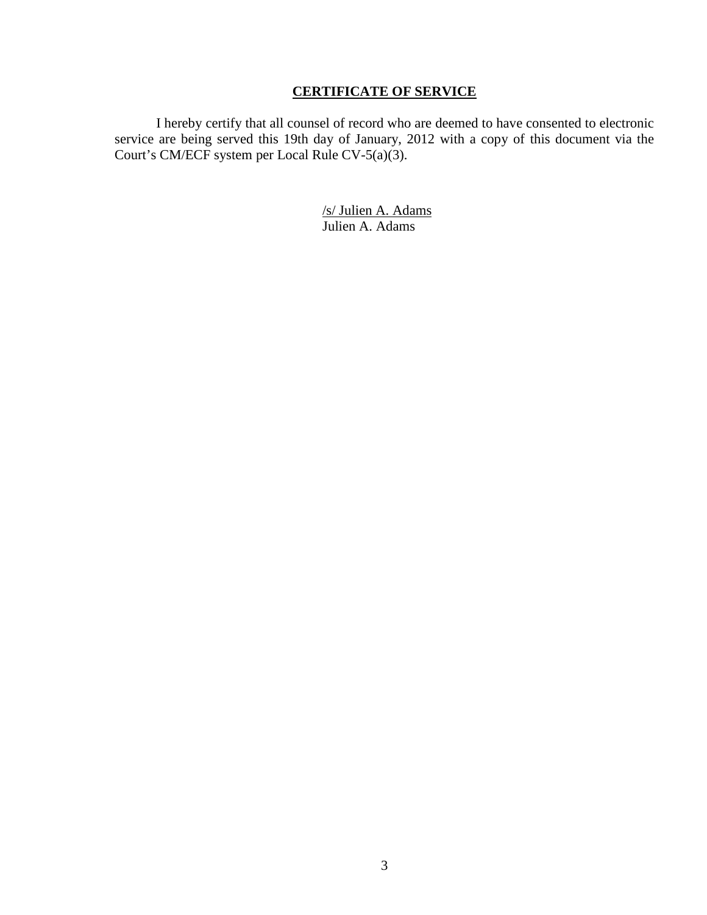## CERTIFICATE OF SERVICE

I hereby certify that all counsel of record who are deemed to have consented to electronic service are being served this 19th day of January, 2012 with a copy of this document via the Court's CM/ECF system per Local Rule CV-5(a)(3).

/s/ Julien A. Adams
Julien A. Adams